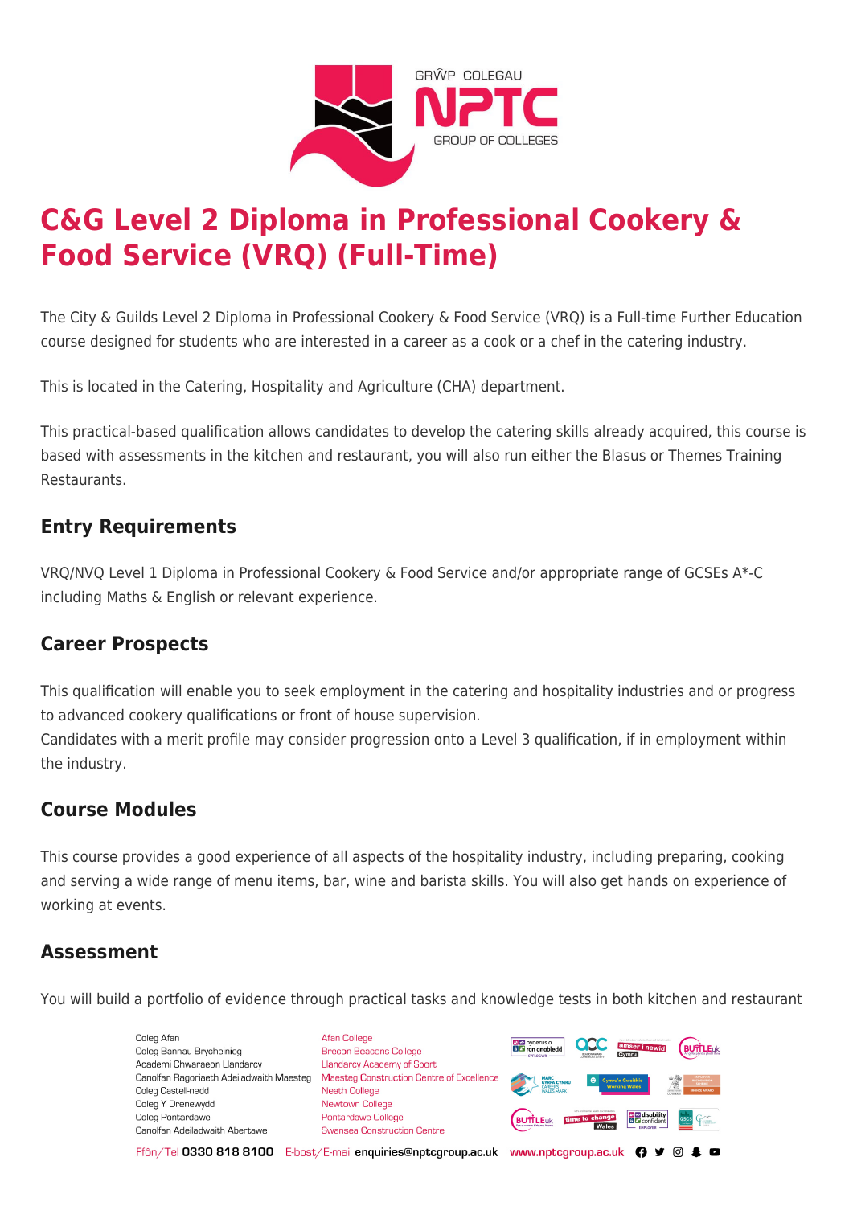# C&G Level 2 Diploma in Professional Cookery & Food Service (VRQ) (Full-Time)

The City & Guilds Level 2 Diploma in Professional Cookery & Food Service (VRQ) is a Full-time Further Education course designed for students who are interested in a career as a cook or a chef in the catering industry.

This is located in the Catering, Hospitality and Agriculture (CHA) department.

This practical-based qualification allows candidates to develop the catering skills already acquired, this course is based with assessments in the kitchen and restaurant, you will also run either the Blasus or Themes Training Restaurants.

## Entry Requirements

VRQ/NVQ Level 1 Diploma in Professional Cookery & Food Service and/or appropriate range of GCSEs A*-C including Maths & English or relevant experience.

## Career Prospects

This qualification will enable you to seek employment in the catering and hospitality industries and or progress to advanced cookery qualifications or front of house supervision.
Candidates with a merit profile may consider progression onto a Level 3 qualification, if in employment within the industry.

## Course Modules

This course provides a good experience of all aspects of the hospitality industry, including preparing, cooking and serving a wide range of menu items, bar, wine and barista skills. You will also get hands on experience of working at events.

## Assessment

You will build a portfolio of evidence through practical tasks and knowledge tests in both kitchen and restaurant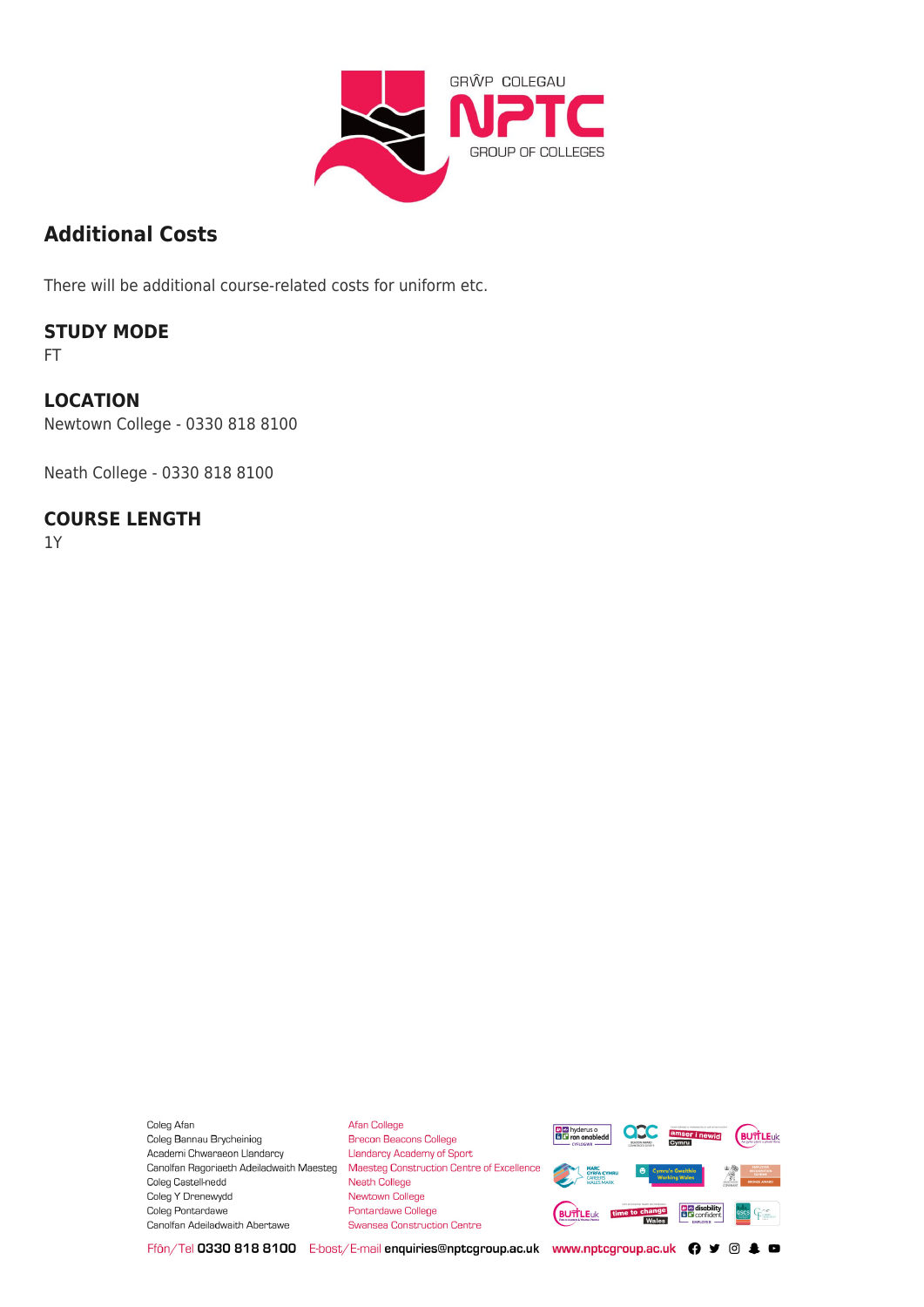## Additional Costs

There will be additional course-related costs for uniform etc.

### STUDY MODE

FT

### LOCATION

Newtown College - 0330 818 8100

Neath College - 0330 818 8100

### COURSE LENGTH

1Y